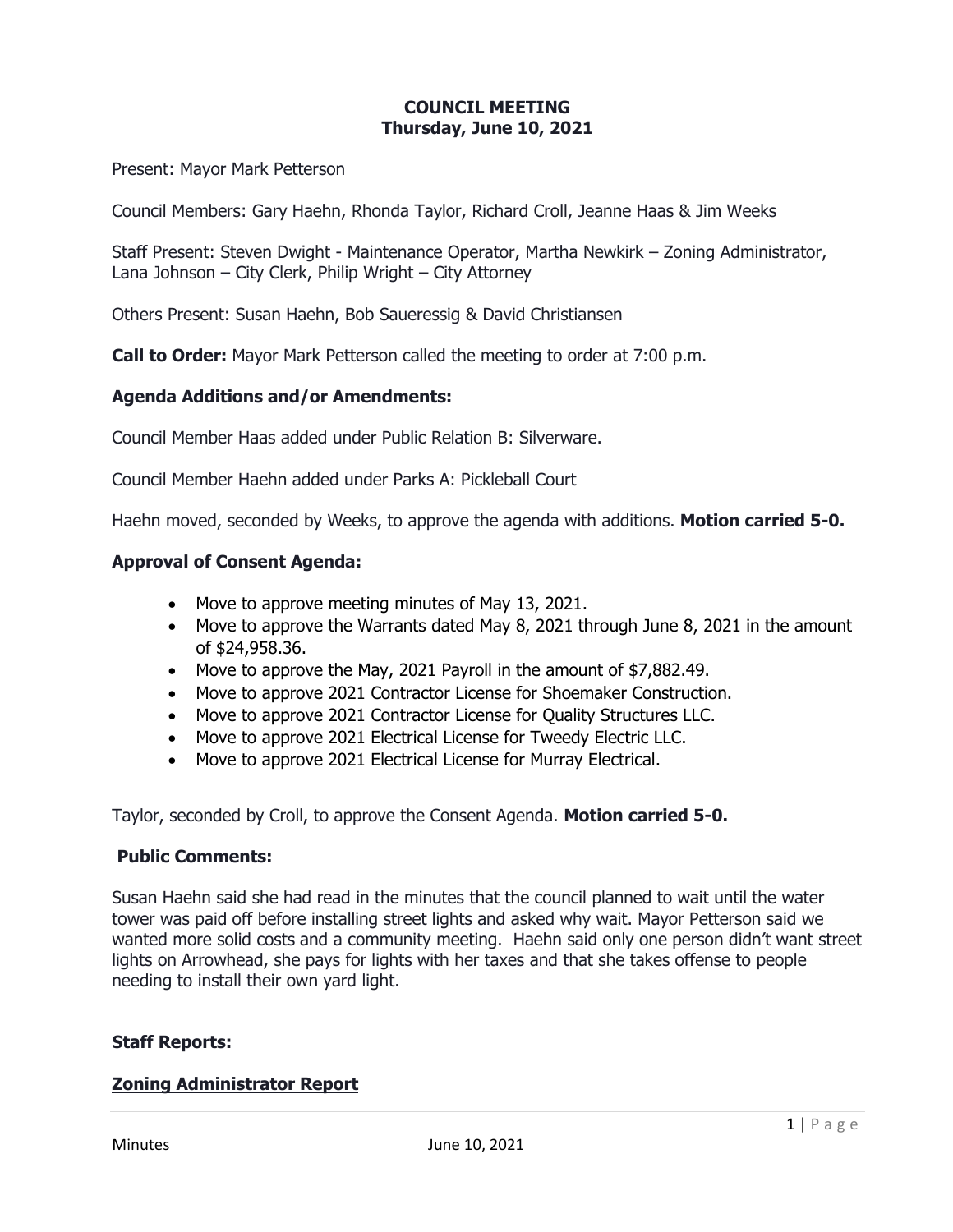# COUNCIL MEETING
## Thursday, June 10, 2021

Present: Mayor Mark Petterson

Council Members: Gary Haehn, Rhonda Taylor, Richard Croll, Jeanne Haas & Jim Weeks

Staff Present: Steven Dwight - Maintenance Operator, Martha Newkirk – Zoning Administrator, Lana Johnson – City Clerk, Philip Wright – City Attorney

Others Present: Susan Haehn, Bob Saueressig & David Christiansen

**Call to Order:** Mayor Mark Petterson called the meeting to order at 7:00 p.m.

### Agenda Additions and/or Amendments:

Council Member Haas added under Public Relation B: Silverware.

Council Member Haehn added under Parks A: Pickleball Court

Haehn moved, seconded by Weeks, to approve the agenda with additions. **Motion carried 5-0.**

### Approval of Consent Agenda:

- Move to approve meeting minutes of May 13, 2021.
- Move to approve the Warrants dated May 8, 2021 through June 8, 2021 in the amount of $24,958.36.
- Move to approve the May, 2021 Payroll in the amount of $7,882.49.
- Move to approve 2021 Contractor License for Shoemaker Construction.
- Move to approve 2021 Contractor License for Quality Structures LLC.
- Move to approve 2021 Electrical License for Tweedy Electric LLC.
- Move to approve 2021 Electrical License for Murray Electrical.

Taylor, seconded by Croll, to approve the Consent Agenda. **Motion carried 5-0.**

### Public Comments:

Susan Haehn said she had read in the minutes that the council planned to wait until the water tower was paid off before installing street lights and asked why wait. Mayor Petterson said we wanted more solid costs and a community meeting. Haehn said only one person didn't want street lights on Arrowhead, she pays for lights with her taxes and that she takes offense to people needing to install their own yard light.

### Staff Reports:

### Zoning Administrator Report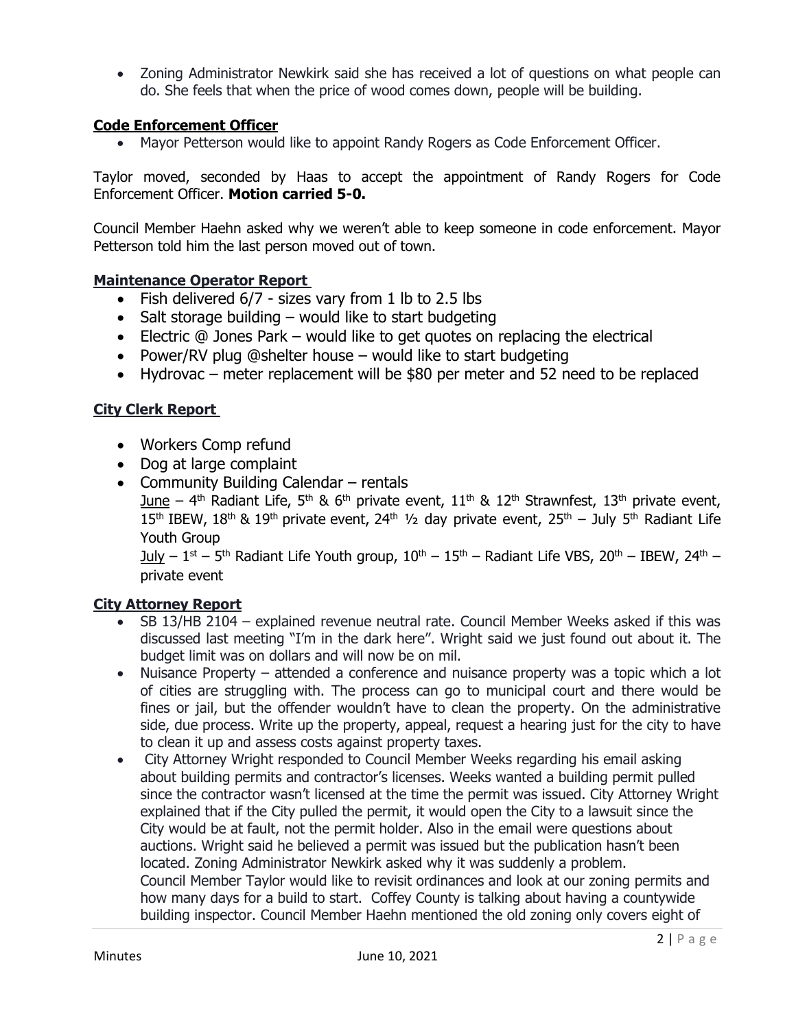- Zoning Administrator Newkirk said she has received a lot of questions on what people can do. She feels that when the price of wood comes down, people will be building.

**Code Enforcement Officer**

- Mayor Petterson would like to appoint Randy Rogers as Code Enforcement Officer.

Taylor moved, seconded by Haas to accept the appointment of Randy Rogers for Code Enforcement Officer. **Motion carried 5-0.**

Council Member Haehn asked why we weren't able to keep someone in code enforcement. Mayor Petterson told him the last person moved out of town.

**Maintenance Operator Report**

- Fish delivered 6/7 - sizes vary from 1 lb to 2.5 lbs
- Salt storage building – would like to start budgeting
- Electric @ Jones Park – would like to get quotes on replacing the electrical
- Power/RV plug @shelter house – would like to start budgeting
- Hydrovac – meter replacement will be $80 per meter and 52 need to be replaced

**City Clerk Report**

- Workers Comp refund
- Dog at large complaint
- Community Building Calendar – rentals
  June – 4th Radiant Life, 5th & 6th private event, 11th & 12th Strawnfest, 13th private event, 15th IBEW, 18th & 19th private event, 24th ½ day private event, 25th – July 5th Radiant Life Youth Group
  July – 1st – 5th Radiant Life Youth group, 10th – 15th – Radiant Life VBS, 20th – IBEW, 24th – private event

**City Attorney Report**

- SB 13/HB 2104 – explained revenue neutral rate. Council Member Weeks asked if this was discussed last meeting "I'm in the dark here". Wright said we just found out about it. The budget limit was on dollars and will now be on mil.
- Nuisance Property – attended a conference and nuisance property was a topic which a lot of cities are struggling with. The process can go to municipal court and there would be fines or jail, but the offender wouldn't have to clean the property. On the administrative side, due process. Write up the property, appeal, request a hearing just for the city to have to clean it up and assess costs against property taxes.
- City Attorney Wright responded to Council Member Weeks regarding his email asking about building permits and contractor's licenses. Weeks wanted a building permit pulled since the contractor wasn't licensed at the time the permit was issued. City Attorney Wright explained that if the City pulled the permit, it would open the City to a lawsuit since the City would be at fault, not the permit holder. Also in the email were questions about auctions. Wright said he believed a permit was issued but the publication hasn't been located. Zoning Administrator Newkirk asked why it was suddenly a problem.
  Council Member Taylor would like to revisit ordinances and look at our zoning permits and how many days for a build to start. Coffey County is talking about having a countywide building inspector. Council Member Haehn mentioned the old zoning only covers eight of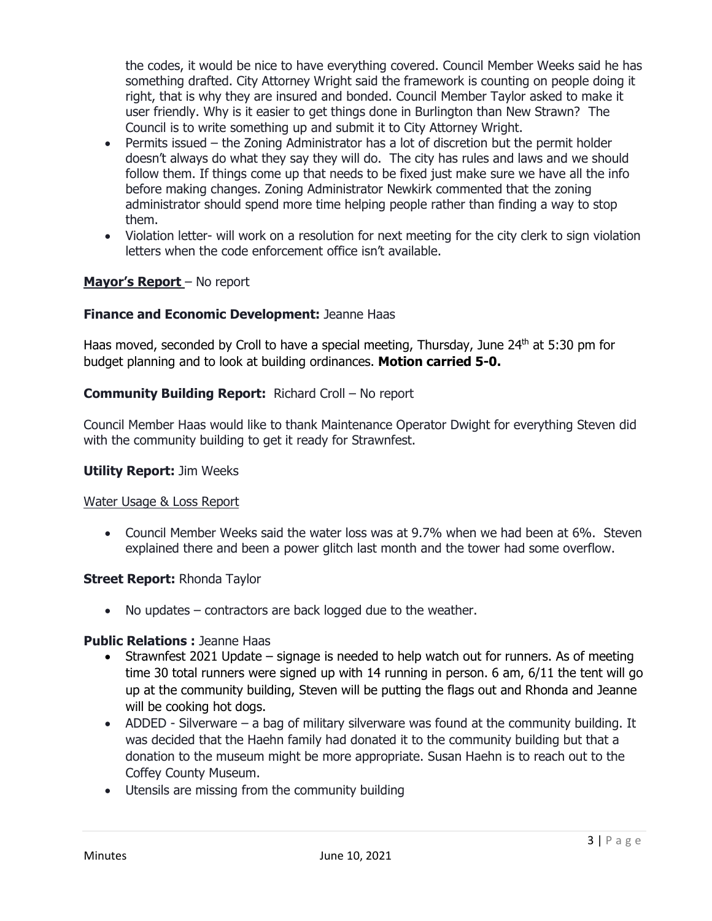the codes, it would be nice to have everything covered. Council Member Weeks said he has something drafted. City Attorney Wright said the framework is counting on people doing it right, that is why they are insured and bonded. Council Member Taylor asked to make it user friendly. Why is it easier to get things done in Burlington than New Strawn? The Council is to write something up and submit it to City Attorney Wright.

- Permits issued – the Zoning Administrator has a lot of discretion but the permit holder doesn't always do what they say they will do. The city has rules and laws and we should follow them. If things come up that needs to be fixed just make sure we have all the info before making changes. Zoning Administrator Newkirk commented that the zoning administrator should spend more time helping people rather than finding a way to stop them.
- Violation letter- will work on a resolution for next meeting for the city clerk to sign violation letters when the code enforcement office isn't available.

**Mayor's Report** – No report

**Finance and Economic Development:** Jeanne Haas

Haas moved, seconded by Croll to have a special meeting, Thursday, June 24th at 5:30 pm for budget planning and to look at building ordinances. **Motion carried 5-0.**

**Community Building Report:** Richard Croll – No report

Council Member Haas would like to thank Maintenance Operator Dwight for everything Steven did with the community building to get it ready for Strawnfest.

**Utility Report:** Jim Weeks

Water Usage & Loss Report

- Council Member Weeks said the water loss was at 9.7% when we had been at 6%. Steven explained there and been a power glitch last month and the tower had some overflow.

**Street Report:** Rhonda Taylor

- No updates – contractors are back logged due to the weather.

**Public Relations :** Jeanne Haas

- Strawnfest 2021 Update – signage is needed to help watch out for runners. As of meeting time 30 total runners were signed up with 14 running in person. 6 am, 6/11 the tent will go up at the community building, Steven will be putting the flags out and Rhonda and Jeanne will be cooking hot dogs.
- ADDED - Silverware – a bag of military silverware was found at the community building. It was decided that the Haehn family had donated it to the community building but that a donation to the museum might be more appropriate. Susan Haehn is to reach out to the Coffey County Museum.
- Utensils are missing from the community building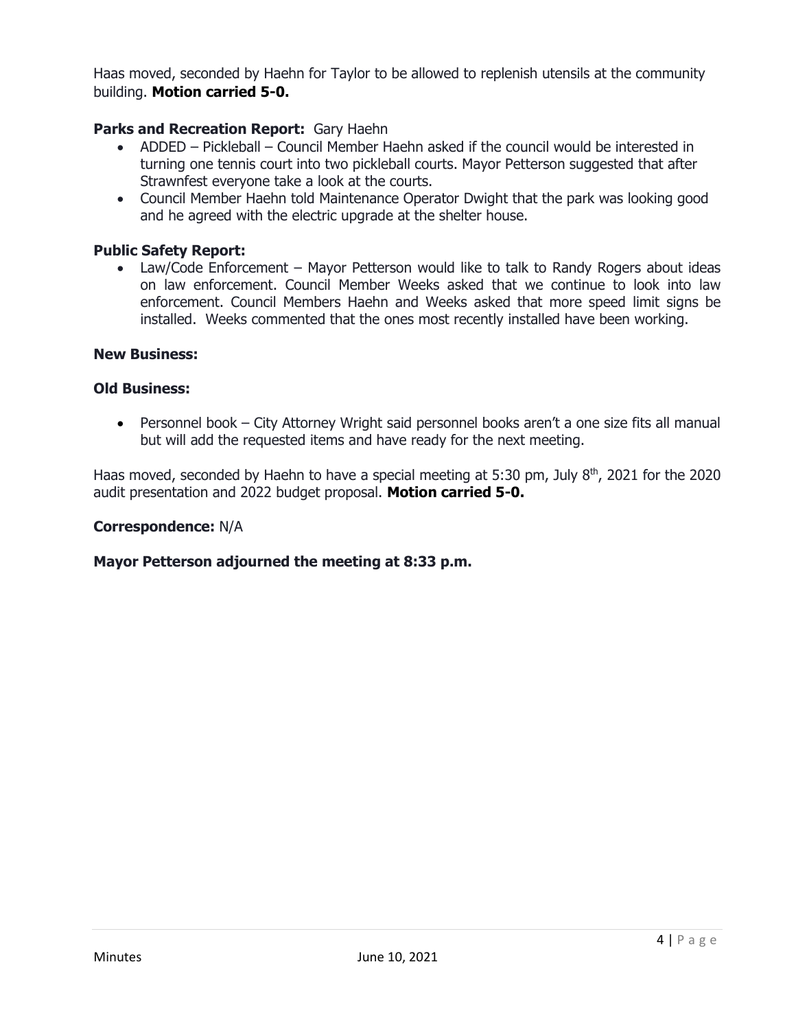Haas moved, seconded by Haehn for Taylor to be allowed to replenish utensils at the community building. **Motion carried 5-0.**

**Parks and Recreation Report:** Gary Haehn

- ADDED – Pickleball – Council Member Haehn asked if the council would be interested in turning one tennis court into two pickleball courts. Mayor Petterson suggested that after Strawnfest everyone take a look at the courts.
- Council Member Haehn told Maintenance Operator Dwight that the park was looking good and he agreed with the electric upgrade at the shelter house.

**Public Safety Report:**

- Law/Code Enforcement – Mayor Petterson would like to talk to Randy Rogers about ideas on law enforcement. Council Member Weeks asked that we continue to look into law enforcement. Council Members Haehn and Weeks asked that more speed limit signs be installed. Weeks commented that the ones most recently installed have been working.

**New Business:**

**Old Business:**

- Personnel book – City Attorney Wright said personnel books aren't a one size fits all manual but will add the requested items and have ready for the next meeting.

Haas moved, seconded by Haehn to have a special meeting at 5:30 pm, July 8th, 2021 for the 2020 audit presentation and 2022 budget proposal. **Motion carried 5-0.**

**Correspondence:** N/A

**Mayor Petterson adjourned the meeting at 8:33 p.m.**